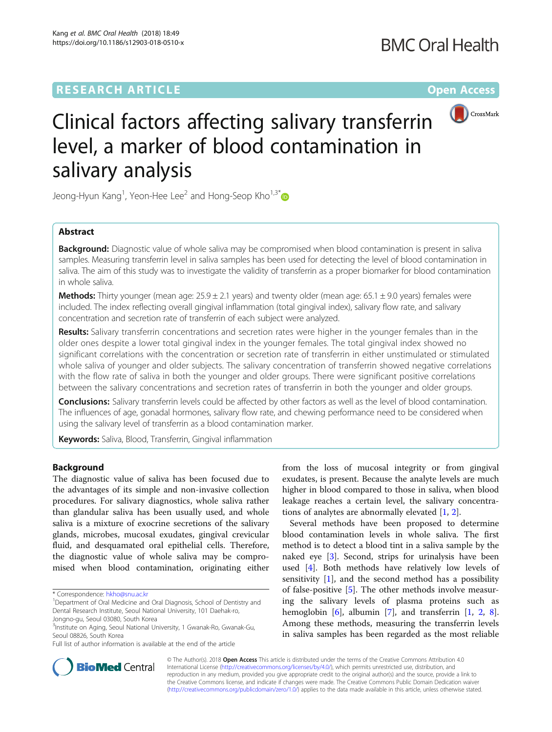# Clinical factors affecting salivary transferrin level, a marker of blood contamination in salivary analysis

Jeong-Hyun Kang[1], Yeon-Hee Lee[2] and Hong-Seop Kho[1,3*]

## Abstract

**Background:** Diagnostic value of whole saliva may be compromised when blood contamination is present in saliva samples. Measuring transferrin level in saliva samples has been used for detecting the level of blood contamination in saliva. The aim of this study was to investigate the validity of transferrin as a proper biomarker for blood contamination in whole saliva.

**Methods:** Thirty younger (mean age: 25.9 ± 2.1 years) and twenty older (mean age: 65.1 ± 9.0 years) females were included. The index reflecting overall gingival inflammation (total gingival index), salivary flow rate, and salivary concentration and secretion rate of transferrin of each subject were analyzed.

**Results:** Salivary transferrin concentrations and secretion rates were higher in the younger females than in the older ones despite a lower total gingival index in the younger females. The total gingival index showed no significant correlations with the concentration or secretion rate of transferrin in either unstimulated or stimulated whole saliva of younger and older subjects. The salivary concentration of transferrin showed negative correlations with the flow rate of saliva in both the younger and older groups. There were significant positive correlations between the salivary concentrations and secretion rates of transferrin in both the younger and older groups.

**Conclusions:** Salivary transferrin levels could be affected by other factors as well as the level of blood contamination. The influences of age, gonadal hormones, salivary flow rate, and chewing performance need to be considered when using the salivary level of transferrin as a blood contamination marker.

**Keywords:** Saliva, Blood, Transferrin, Gingival inflammation

## Background

The diagnostic value of saliva has been focused due to the advantages of its simple and non-invasive collection procedures. For salivary diagnostics, whole saliva rather than glandular saliva has been usually used, and whole saliva is a mixture of exocrine secretions of the salivary glands, microbes, mucosal exudates, gingival crevicular fluid, and desquamated oral epithelial cells. Therefore, the diagnostic value of whole saliva may be compromised when blood contamination, originating either from the loss of mucosal integrity or from gingival exudates, is present. Because the analyte levels are much higher in blood compared to those in saliva, when blood leakage reaches a certain level, the salivary concentrations of analytes are abnormally elevated [1, 2].

Several methods have been proposed to determine blood contamination levels in whole saliva. The first method is to detect a blood tint in a saliva sample by the naked eye [3]. Second, strips for urinalysis have been used [4]. Both methods have relatively low levels of sensitivity [1], and the second method has a possibility of false-positive [5]. The other methods involve measuring the salivary levels of plasma proteins such as hemoglobin [6], albumin [7], and transferrin [1, 2, 8]. Among these methods, measuring the transferrin levels in saliva samples has been regarded as the most reliable

\* Correspondence: hkho@snu.ac.kr
[1]Department of Oral Medicine and Oral Diagnosis, School of Dentistry and Dental Research Institute, Seoul National University, 101 Daehak-ro, Jongno-gu, Seoul 03080, South Korea
[3]Institute on Aging, Seoul National University, 1 Gwanak-Ro, Gwanak-Gu, Seoul 08826, South Korea
Full list of author information is available at the end of the article

© The Author(s). 2018 **Open Access** This article is distributed under the terms of the Creative Commons Attribution 4.0 International License (http://creativecommons.org/licenses/by/4.0/), which permits unrestricted use, distribution, and reproduction in any medium, provided you give appropriate credit to the original author(s) and the source, provide a link to the Creative Commons license, and indicate if changes were made. The Creative Commons Public Domain Dedication waiver (http://creativecommons.org/publicdomain/zero/1.0/) applies to the data made available in this article, unless otherwise stated.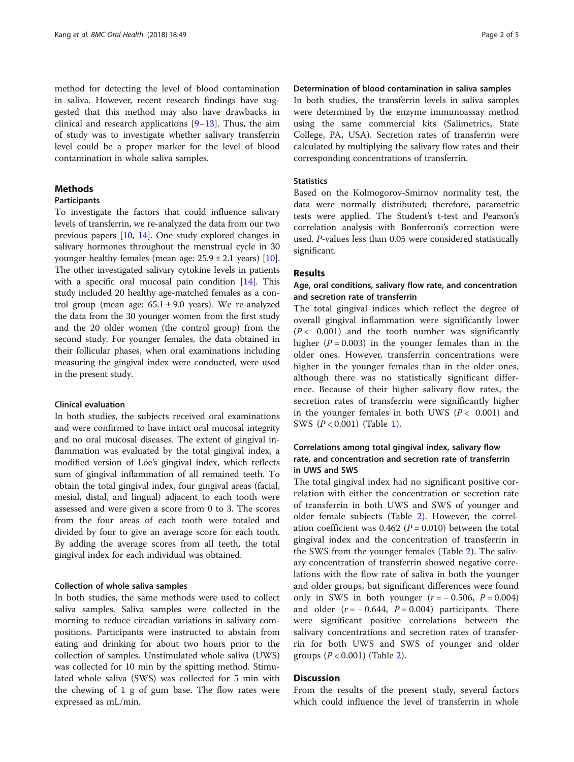method for detecting the level of blood contamination in saliva. However, recent research findings have suggested that this method may also have drawbacks in clinical and research applications [9–13]. Thus, the aim of study was to investigate whether salivary transferrin level could be a proper marker for the level of blood contamination in whole saliva samples.

## Methods

### Participants

To investigate the factors that could influence salivary levels of transferrin, we re-analyzed the data from our two previous papers [10, 14]. One study explored changes in salivary hormones throughout the menstrual cycle in 30 younger healthy females (mean age: $25.9 \pm 2.1$ years) [10]. The other investigated salivary cytokine levels in patients with a specific oral mucosal pain condition [14]. This study included 20 healthy age-matched females as a control group (mean age: $65.1 \pm 9.0$ years). We re-analyzed the data from the 30 younger women from the first study and the 20 older women (the control group) from the second study. For younger females, the data obtained in their follicular phases, when oral examinations including measuring the gingival index were conducted, were used in the present study.

### Clinical evaluation

In both studies, the subjects received oral examinations and were confirmed to have intact oral mucosal integrity and no oral mucosal diseases. The extent of gingival inflammation was evaluated by the total gingival index, a modified version of Löe's gingival index, which reflects sum of gingival inflammation of all remained teeth. To obtain the total gingival index, four gingival areas (facial, mesial, distal, and lingual) adjacent to each tooth were assessed and were given a score from 0 to 3. The scores from the four areas of each tooth were totaled and divided by four to give an average score for each tooth. By adding the average scores from all teeth, the total gingival index for each individual was obtained.

### Collection of whole saliva samples

In both studies, the same methods were used to collect saliva samples. Saliva samples were collected in the morning to reduce circadian variations in salivary compositions. Participants were instructed to abstain from eating and drinking for about two hours prior to the collection of samples. Unstimulated whole saliva (UWS) was collected for 10 min by the spitting method. Stimulated whole saliva (SWS) was collected for 5 min with the chewing of 1 g of gum base. The flow rates were expressed as mL/min.

### Determination of blood contamination in saliva samples

In both studies, the transferrin levels in saliva samples were determined by the enzyme immunoassay method using the same commercial kits (Salimetrics, State College, PA, USA). Secretion rates of transferrin were calculated by multiplying the salivary flow rates and their corresponding concentrations of transferrin.

### Statistics

Based on the Kolmogorov-Smirnov normality test, the data were normally distributed; therefore, parametric tests were applied. The Student's t-test and Pearson's correlation analysis with Bonferroni's correction were used. $P$-values less than 0.05 were considered statistically significant.

## Results

### Age, oral conditions, salivary flow rate, and concentration and secretion rate of transferrin

The total gingival indices which reflect the degree of overall gingival inflammation were significantly lower ($P < 0.001$) and the tooth number was significantly higher ($P = 0.003$) in the younger females than in the older ones. However, transferrin concentrations were higher in the younger females than in the older ones, although there was no statistically significant difference. Because of their higher salivary flow rates, the secretion rates of transferrin were significantly higher in the younger females in both UWS ($P < 0.001$) and SWS ($P < 0.001$) (Table 1).

### Correlations among total gingival index, salivary flow rate, and concentration and secretion rate of transferrin in UWS and SWS

The total gingival index had no significant positive correlation with either the concentration or secretion rate of transferrin in both UWS and SWS of younger and older female subjects (Table 2). However, the correlation coefficient was 0.462 ($P = 0.010$) between the total gingival index and the concentration of transferrin in the SWS from the younger females (Table 2). The salivary concentration of transferrin showed negative correlations with the flow rate of saliva in both the younger and older groups, but significant differences were found only in SWS in both younger ($r = -0.506$, $P = 0.004$) and older ($r = -0.644$, $P = 0.004$) participants. There were significant positive correlations between the salivary concentrations and secretion rates of transferrin for both UWS and SWS of younger and older groups ($P < 0.001$) (Table 2).

## Discussion

From the results of the present study, several factors which could influence the level of transferrin in whole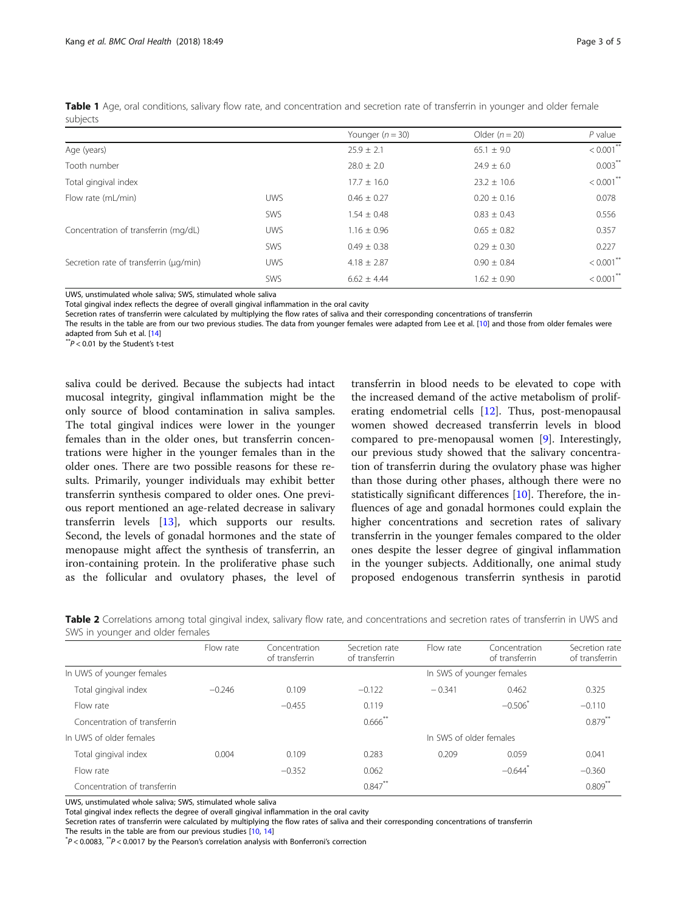**Table 1** Age, oral conditions, salivary flow rate, and concentration and secretion rate of transferrin in younger and older female subjects

| | | Younger ($n = 30$) | Older ($n = 20$) | *P* value |
|---|---|---|---|---|
| Age (years) | | 25.9 ± 2.1 | 65.1 ± 9.0 | < 0.001** |
| Tooth number | | 28.0 ± 2.0 | 24.9 ± 6.0 | 0.003** |
| Total gingival index | | 17.7 ± 16.0 | 23.2 ± 10.6 | < 0.001** |
| Flow rate (mL/min) | UWS | 0.46 ± 0.27 | 0.20 ± 0.16 | 0.078 |
| | SWS | 1.54 ± 0.48 | 0.83 ± 0.43 | 0.556 |
| Concentration of transferrin (mg/dL) | UWS | 1.16 ± 0.96 | 0.65 ± 0.82 | 0.357 |
| | SWS | 0.49 ± 0.38 | 0.29 ± 0.30 | 0.227 |
| Secretion rate of transferrin (μg/min) | UWS | 4.18 ± 2.87 | 0.90 ± 0.84 | < 0.001** |
| | SWS | 6.62 ± 4.44 | 1.62 ± 0.90 | < 0.001** |

UWS, unstimulated whole saliva; SWS, stimulated whole saliva

Total gingival index reflects the degree of overall gingival inflammation in the oral cavity

Secretion rates of transferrin were calculated by multiplying the flow rates of saliva and their corresponding concentrations of transferrin

The results in the table are from our two previous studies. The data from younger females were adapted from Lee et al. [10] and those from older females were adapted from Suh et al. [14]

**$P < 0.01$ by the Student's t-test

saliva could be derived. Because the subjects had intact mucosal integrity, gingival inflammation might be the only source of blood contamination in saliva samples. The total gingival indices were lower in the younger females than in the older ones, but transferrin concentrations were higher in the younger females than in the older ones. There are two possible reasons for these results. Primarily, younger individuals may exhibit better transferrin synthesis compared to older ones. One previous report mentioned an age-related decrease in salivary transferrin levels [13], which supports our results. Second, the levels of gonadal hormones and the state of menopause might affect the synthesis of transferrin, an iron-containing protein. In the proliferative phase such as the follicular and ovulatory phases, the level of transferrin in blood needs to be elevated to cope with the increased demand of the active metabolism of proliferating endometrial cells [12]. Thus, post-menopausal women showed decreased transferrin levels in blood compared to pre-menopausal women [9]. Interestingly, our previous study showed that the salivary concentration of transferrin during the ovulatory phase was higher than those during other phases, although there were no statistically significant differences [10]. Therefore, the influences of age and gonadal hormones could explain the higher concentrations and secretion rates of salivary transferrin in the younger females compared to the older ones despite the lesser degree of gingival inflammation in the younger subjects. Additionally, one animal study proposed endogenous transferrin synthesis in parotid

**Table 2** Correlations among total gingival index, salivary flow rate, and concentrations and secretion rates of transferrin in UWS and SWS in younger and older females

| | Flow rate | Concentration of transferrin | Secretion rate of transferrin | Flow rate | Concentration of transferrin | Secretion rate of transferrin |
|---|---|---|---|---|---|---|
| In UWS of younger females | | | | In SWS of younger females | | |
| Total gingival index | −0.246 | 0.109 | −0.122 | − 0.341 | 0.462 | 0.325 |
| Flow rate | | −0.455 | 0.119 | | −0.506* | −0.110 |
| Concentration of transferrin | | | 0.666** | | | 0.879** |
| In UWS of older females | | | | In SWS of older females | | |
| Total gingival index | 0.004 | 0.109 | 0.283 | 0.209 | 0.059 | 0.041 |
| Flow rate | | −0.352 | 0.062 | | −0.644* | −0.360 |
| Concentration of transferrin | | | 0.847** | | | 0.809** |

UWS, unstimulated whole saliva; SWS, stimulated whole saliva

Total gingival index reflects the degree of overall gingival inflammation in the oral cavity

Secretion rates of transferrin were calculated by multiplying the flow rates of saliva and their corresponding concentrations of transferrin

The results in the table are from our previous studies [10, 14]

*$P < 0.0083$, **$P < 0.0017$ by the Pearson's correlation analysis with Bonferroni's correction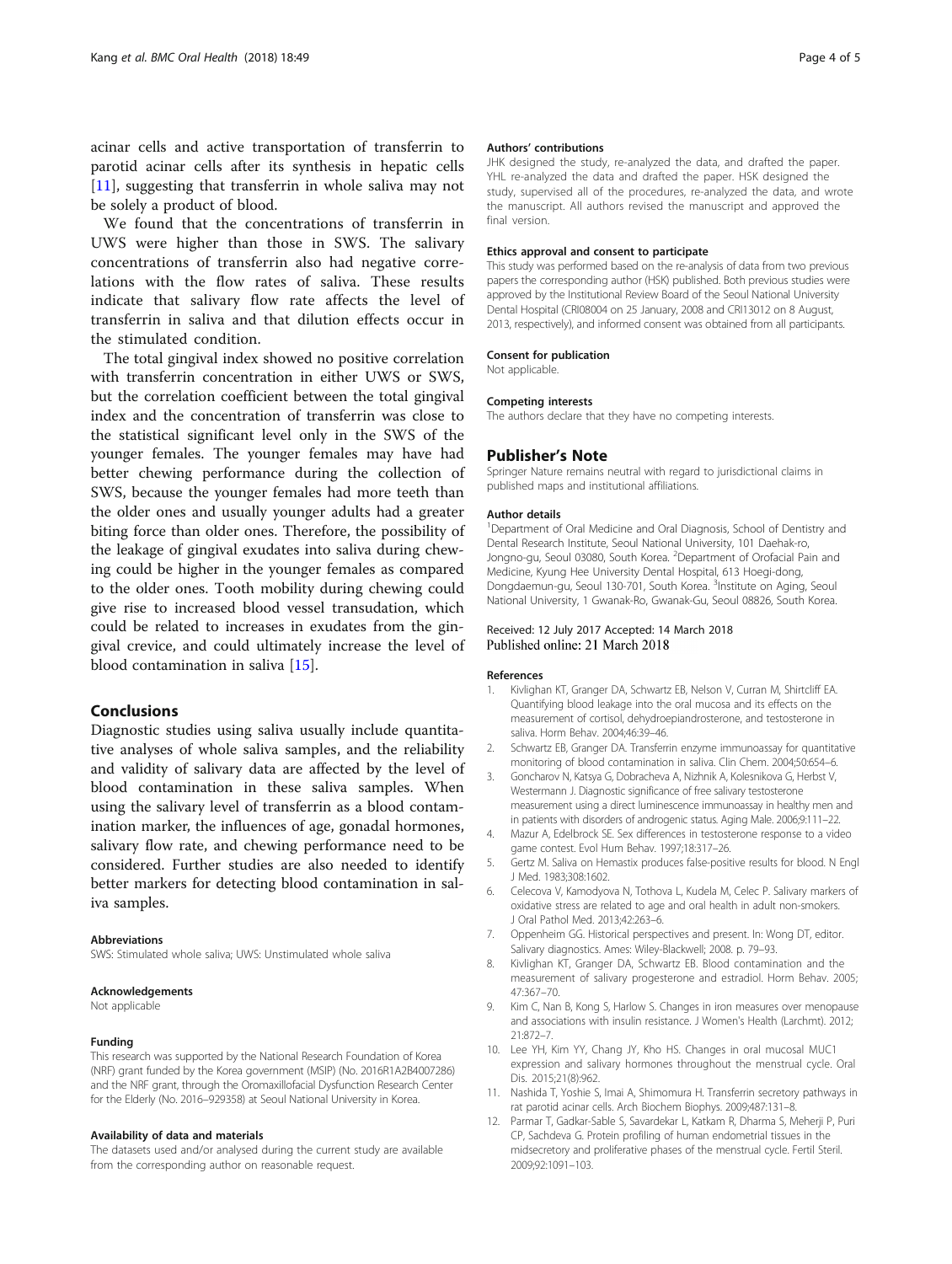acinar cells and active transportation of transferrin to parotid acinar cells after its synthesis in hepatic cells [11], suggesting that transferrin in whole saliva may not be solely a product of blood.

We found that the concentrations of transferrin in UWS were higher than those in SWS. The salivary concentrations of transferrin also had negative correlations with the flow rates of saliva. These results indicate that salivary flow rate affects the level of transferrin in saliva and that dilution effects occur in the stimulated condition.

The total gingival index showed no positive correlation with transferrin concentration in either UWS or SWS, but the correlation coefficient between the total gingival index and the concentration of transferrin was close to the statistical significant level only in the SWS of the younger females. The younger females may have had better chewing performance during the collection of SWS, because the younger females had more teeth than the older ones and usually younger adults had a greater biting force than older ones. Therefore, the possibility of the leakage of gingival exudates into saliva during chewing could be higher in the younger females as compared to the older ones. Tooth mobility during chewing could give rise to increased blood vessel transudation, which could be related to increases in exudates from the gingival crevice, and could ultimately increase the level of blood contamination in saliva [15].

## Conclusions

Diagnostic studies using saliva usually include quantitative analyses of whole saliva samples, and the reliability and validity of salivary data are affected by the level of blood contamination in these saliva samples. When using the salivary level of transferrin as a blood contamination marker, the influences of age, gonadal hormones, salivary flow rate, and chewing performance need to be considered. Further studies are also needed to identify better markers for detecting blood contamination in saliva samples.

#### Abbreviations

SWS: Stimulated whole saliva; UWS: Unstimulated whole saliva

#### Acknowledgements

Not applicable

#### Funding

This research was supported by the National Research Foundation of Korea (NRF) grant funded by the Korea government (MSIP) (No. 2016R1A2B4007286) and the NRF grant, through the Oromaxillofacial Dysfunction Research Center for the Elderly (No. 2016–929358) at Seoul National University in Korea.

#### Availability of data and materials

The datasets used and/or analysed during the current study are available from the corresponding author on reasonable request.

#### Authors' contributions

JHK designed the study, re-analyzed the data, and drafted the paper. YHL re-analyzed the data and drafted the paper. HSK designed the study, supervised all of the procedures, re-analyzed the data, and wrote the manuscript. All authors revised the manuscript and approved the final version.

#### Ethics approval and consent to participate

This study was performed based on the re-analysis of data from two previous papers the corresponding author (HSK) published. Both previous studies were approved by the Institutional Review Board of the Seoul National University Dental Hospital (CRI08004 on 25 January, 2008 and CRI13012 on 8 August, 2013, respectively), and informed consent was obtained from all participants.

#### Consent for publication

Not applicable.

#### Competing interests

The authors declare that they have no competing interests.

## Publisher's Note

Springer Nature remains neutral with regard to jurisdictional claims in published maps and institutional affiliations.

#### Author details

[1]Department of Oral Medicine and Oral Diagnosis, School of Dentistry and Dental Research Institute, Seoul National University, 101 Daehak-ro, Jongno-gu, Seoul 03080, South Korea. [2]Department of Orofacial Pain and Medicine, Kyung Hee University Dental Hospital, 613 Hoegi-dong, Dongdaemun-gu, Seoul 130-701, South Korea. [3]Institute on Aging, Seoul National University, 1 Gwanak-Ro, Gwanak-Gu, Seoul 08826, South Korea.

Received: 12 July 2017 Accepted: 14 March 2018
Published online: 21 March 2018

#### References

1. Kivlighan KT, Granger DA, Schwartz EB, Nelson V, Curran M, Shirtcliff EA. Quantifying blood leakage into the oral mucosa and its effects on the measurement of cortisol, dehydroepiandrosterone, and testosterone in saliva. Horm Behav. 2004;46:39–46.
2. Schwartz EB, Granger DA. Transferrin enzyme immunoassay for quantitative monitoring of blood contamination in saliva. Clin Chem. 2004;50:654–6.
3. Goncharov N, Katsya G, Dobracheva A, Nizhnik A, Kolesnikova G, Herbst V, Westermann J. Diagnostic significance of free salivary testosterone measurement using a direct luminescence immunoassay in healthy men and in patients with disorders of androgenic status. Aging Male. 2006;9:111–22.
4. Mazur A, Edelbrock SE. Sex differences in testosterone response to a video game contest. Evol Hum Behav. 1997;18:317–26.
5. Gertz M. Saliva on Hemastix produces false-positive results for blood. N Engl J Med. 1983;308:1602.
6. Celecova V, Kamodyova N, Tothova L, Kudela M, Celec P. Salivary markers of oxidative stress are related to age and oral health in adult non-smokers. J Oral Pathol Med. 2013;42:263–6.
7. Oppenheim GG. Historical perspectives and present. In: Wong DT, editor. Salivary diagnostics. Ames: Wiley-Blackwell; 2008. p. 79–93.
8. Kivlighan KT, Granger DA, Schwartz EB. Blood contamination and the measurement of salivary progesterone and estradiol. Horm Behav. 2005; 47:367–70.
9. Kim C, Nan B, Kong S, Harlow S. Changes in iron measures over menopause and associations with insulin resistance. J Women's Health (Larchmt). 2012; 21:872–7.
10. Lee YH, Kim YY, Chang JY, Kho HS. Changes in oral mucosal MUC1 expression and salivary hormones throughout the menstrual cycle. Oral Dis. 2015;21(8):962.
11. Nashida T, Yoshie S, Imai A, Shimomura H. Transferrin secretory pathways in rat parotid acinar cells. Arch Biochem Biophys. 2009;487:131–8.
12. Parmar T, Gadkar-Sable S, Savardekar L, Katkam R, Dharma S, Meherji P, Puri CP, Sachdeva G. Protein profiling of human endometrial tissues in the midsecretory and proliferative phases of the menstrual cycle. Fertil Steril. 2009;92:1091–103.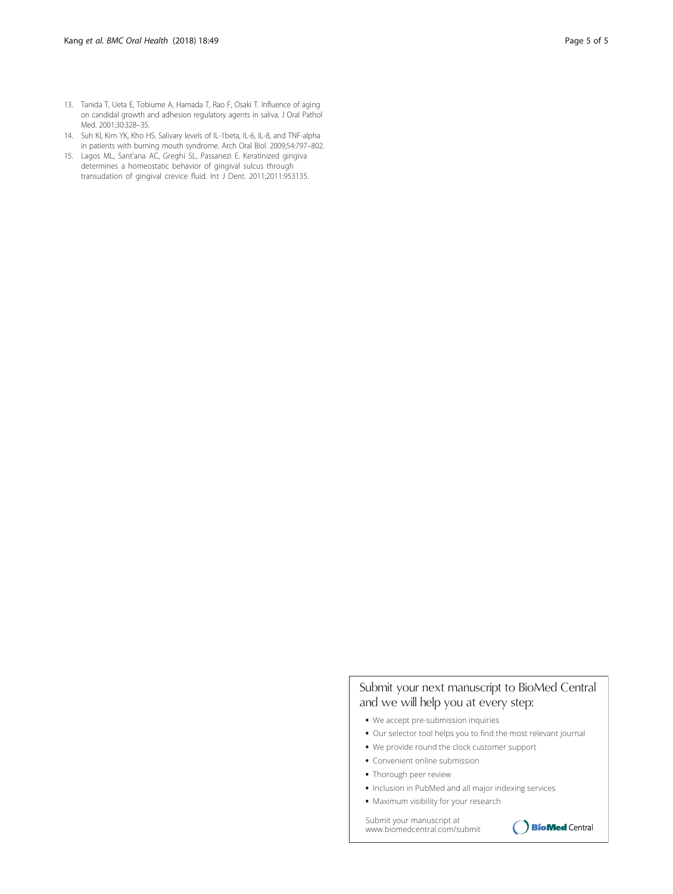13. Tanida T, Ueta E, Tobiume A, Hamada T, Rao F, Osaki T. Influence of aging on candidal growth and adhesion regulatory agents in saliva. J Oral Pathol Med. 2001;30:328–35.
14. Suh KI, Kim YK, Kho HS. Salivary levels of IL-1beta, IL-6, IL-8, and TNF-alpha in patients with burning mouth syndrome. Arch Oral Biol. 2009;54:797–802.
15. Lagos ML, Sant'ana AC, Greghi SL, Passanezi E. Keratinized gingiva determines a homeostatic behavior of gingival sulcus through transudation of gingival crevice fluid. Int J Dent. 2011;2011:953135.

Submit your next manuscript to BioMed Central and we will help you at every step:

- We accept pre-submission inquiries
- Our selector tool helps you to find the most relevant journal
- We provide round the clock customer support
- Convenient online submission
- Thorough peer review
- Inclusion in PubMed and all major indexing services
- Maximum visibility for your research

Submit your manuscript at www.biomedcentral.com/submit

BioMed Central